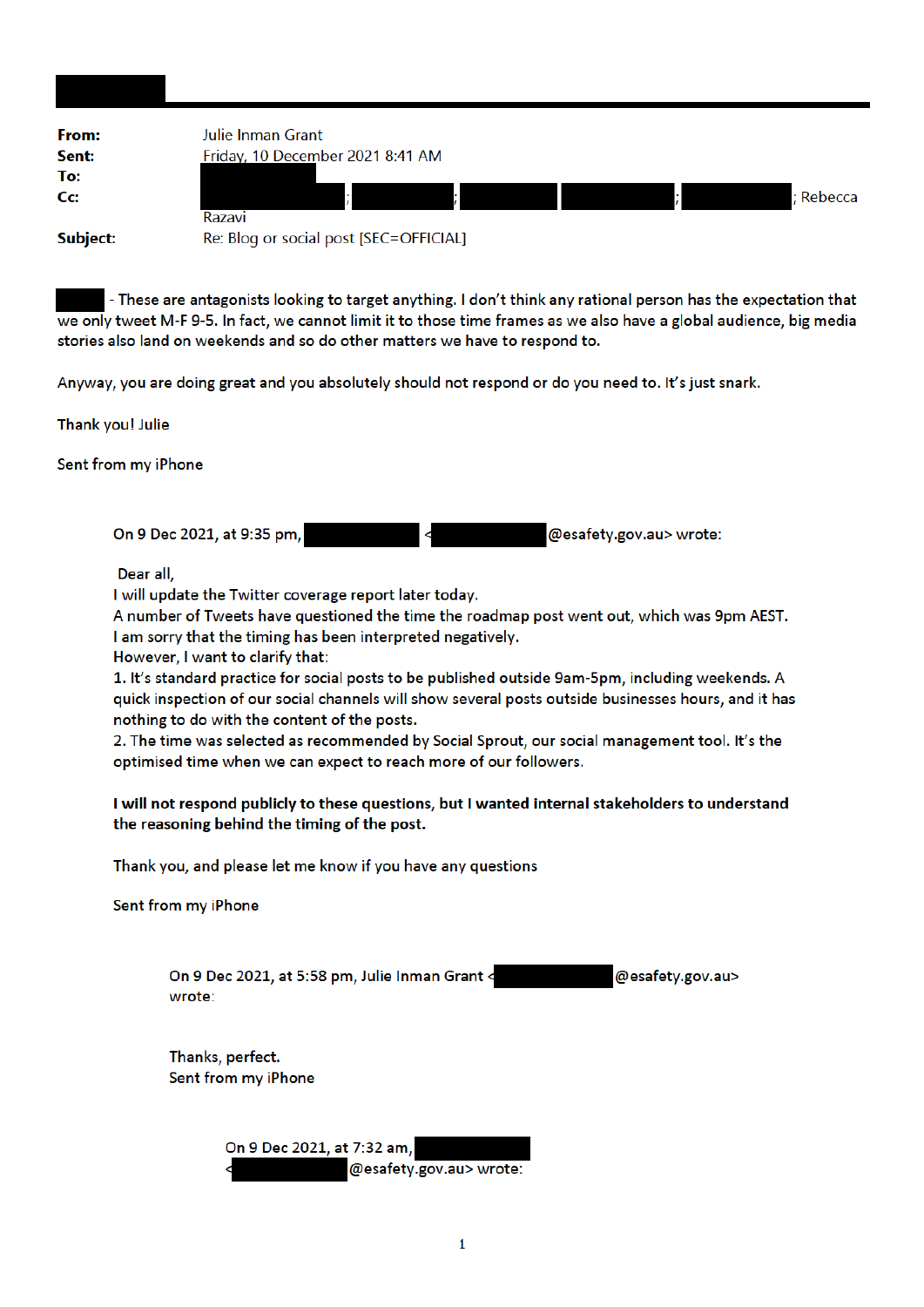**From:** Julie Inman Grant
**Sent:** Friday, 10 December 2021 8:41 AM
**To:**
**Cc:** ; ; ; ; ; Rebecca Razavi
**Subject:** Re: Blog or social post [SEC=OFFICIAL]

 - These are antagonists looking to target anything. I don't think any rational person has the expectation that we only tweet M-F 9-5. In fact, we cannot limit it to those time frames as we also have a global audience, big media stories also land on weekends and so do other matters we have to respond to.

Anyway, you are doing great and you absolutely should not respond or do you need to. It's just snark.

Thank you! Julie

Sent from my iPhone

> On 9 Dec 2021, at 9:35 pm,  < @esafety.gov.au> wrote:
>
> Dear all,
> I will update the Twitter coverage report later today.
> A number of Tweets have questioned the time the roadmap post went out, which was 9pm AEST.
> I am sorry that the timing has been interpreted negatively.
> However, I want to clarify that:
> 1. It's standard practice for social posts to be published outside 9am-5pm, including weekends. A quick inspection of our social channels will show several posts outside businesses hours, and it has nothing to do with the content of the posts.
> 2. The time was selected as recommended by Social Sprout, our social management tool. It's the optimised time when we can expect to reach more of our followers.
>
> **I will not respond publicly to these questions, but I wanted internal stakeholders to understand the reasoning behind the timing of the post.**
>
> Thank you, and please let me know if you have any questions
>
> Sent from my iPhone
>
> > On 9 Dec 2021, at 5:58 pm, Julie Inman Grant < @esafety.gov.au> wrote:
> >
> > Thanks, perfect.
> > Sent from my iPhone
> >
> > > On 9 Dec 2021, at 7:32 am,  < @esafety.gov.au> wrote: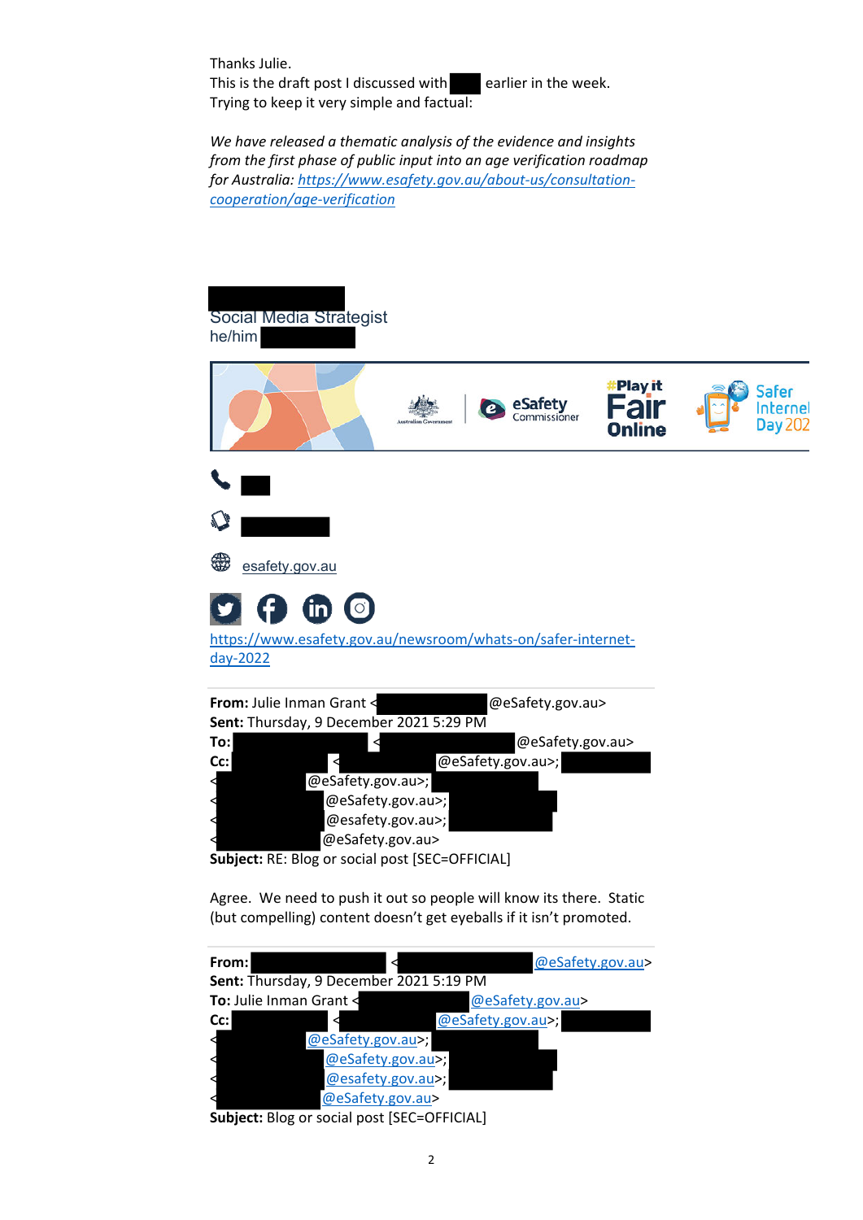Thanks Julie.
This is the draft post I discussed with [redacted] earlier in the week.
Trying to keep it very simple and factual:

*We have released a thematic analysis of the evidence and insights from the first phase of public input into an age verification roadmap for Australia: https://www.esafety.gov.au/about-us/consultation-cooperation/age-verification*

[redacted]
Social Media Strategist
he/him [redacted]

Australian Government | eSafety Commissioner | #Play it Fair Online | Safer Internet Day 202

[redacted]

[redacted]

esafety.gov.au

https://www.esafety.gov.au/newsroom/whats-on/safer-internet-day-2022

---

**From:** Julie Inman Grant <[redacted]@eSafety.gov.au>
**Sent:** Thursday, 9 December 2021 5:29 PM
**To:** [redacted] <[redacted]@eSafety.gov.au>
**Cc:** [redacted] <[redacted]@eSafety.gov.au>; [redacted] <[redacted]@eSafety.gov.au>; [redacted] <[redacted]@eSafety.gov.au>; [redacted] <[redacted]@esafety.gov.au>; [redacted] <[redacted]@eSafety.gov.au>
**Subject:** RE: Blog or social post [SEC=OFFICIAL]

Agree. We need to push it out so people will know its there. Static (but compelling) content doesn't get eyeballs if it isn't promoted.

---

**From:** [redacted] <[redacted]@eSafety.gov.au>
**Sent:** Thursday, 9 December 2021 5:19 PM
**To:** Julie Inman Grant <[redacted]@eSafety.gov.au>
**Cc:** [redacted] <[redacted]@eSafety.gov.au>; [redacted] <[redacted]@eSafety.gov.au>; [redacted] <[redacted]@eSafety.gov.au>; [redacted] <[redacted]@esafety.gov.au>; [redacted] <[redacted]@eSafety.gov.au>
**Subject:** Blog or social post [SEC=OFFICIAL]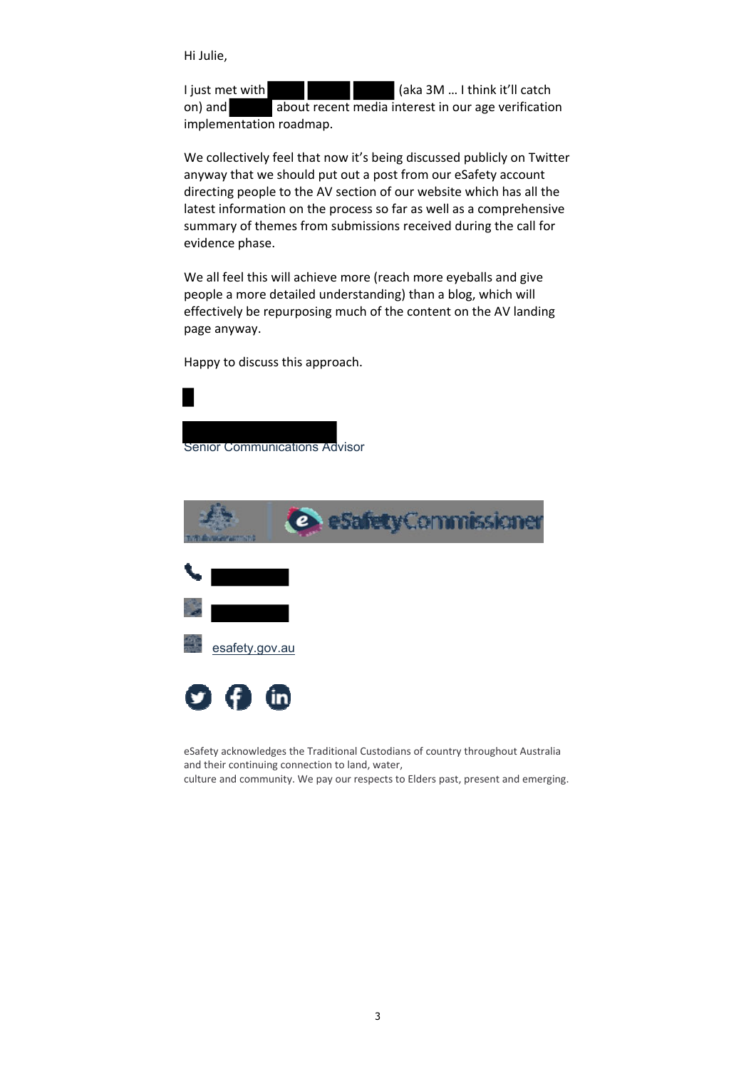Hi Julie,

I just met with ██████ ██████ ██████ (aka 3M … I think it'll catch on) and ██████ about recent media interest in our age verification implementation roadmap.

We collectively feel that now it's being discussed publicly on Twitter anyway that we should put out a post from our eSafety account directing people to the AV section of our website which has all the latest information on the process so far as well as a comprehensive summary of themes from submissions received during the call for evidence phase.

We all feel this will achieve more (reach more eyeballs and give people a more detailed understanding) than a blog, which will effectively be repurposing much of the content on the AV landing page anyway.

Happy to discuss this approach.

█

██████████████
Senior Communications Advisor

eSafetyCommissioner

██████████

██████████

esafety.gov.au

eSafety acknowledges the Traditional Custodians of country throughout Australia and their continuing connection to land, water,
culture and community. We pay our respects to Elders past, present and emerging.